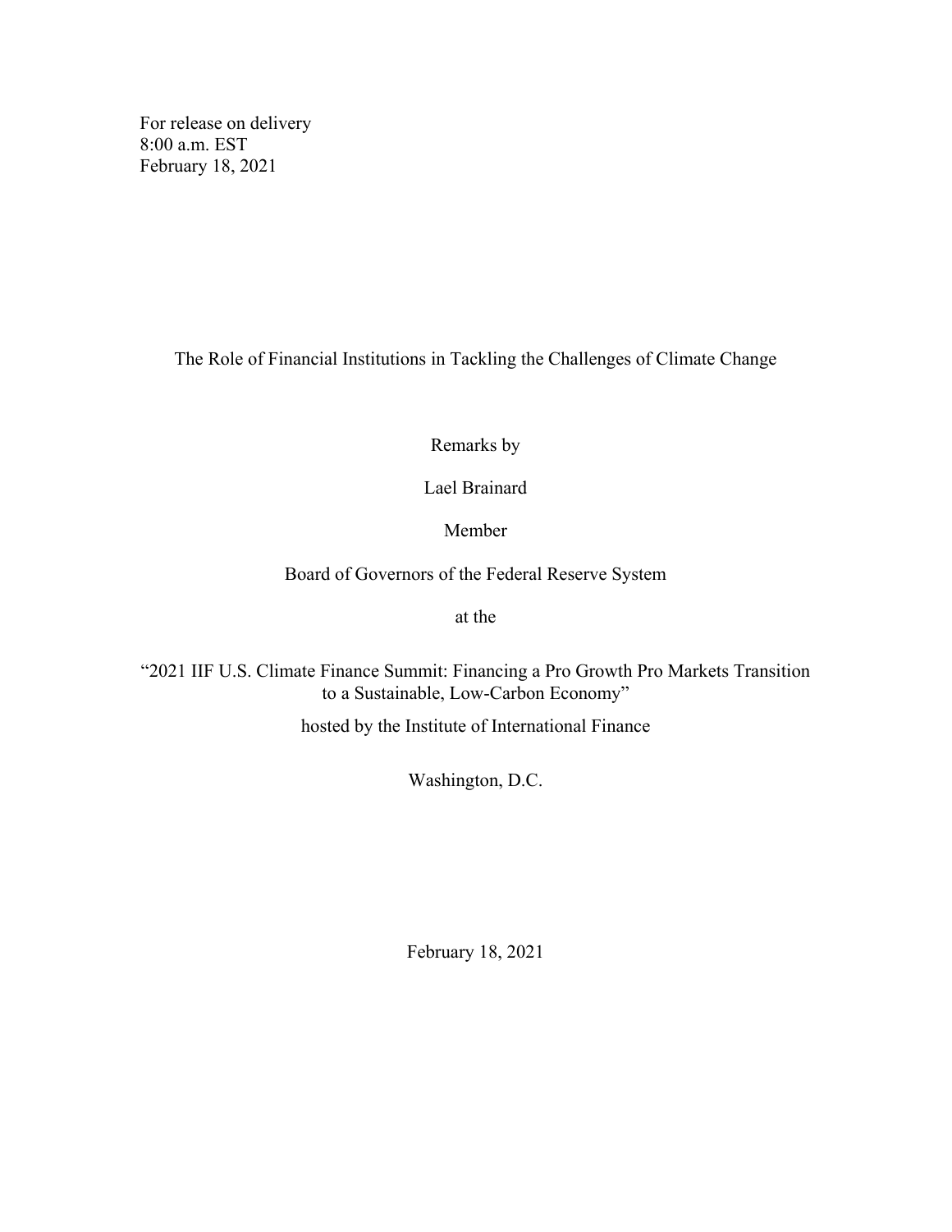For release on delivery
8:00 a.m. EST
February 18, 2021

# The Role of Financial Institutions in Tackling the Challenges of Climate Change

Remarks by

Lael Brainard

Member

Board of Governors of the Federal Reserve System

at the

"2021 IIF U.S. Climate Finance Summit: Financing a Pro Growth Pro Markets Transition to a Sustainable, Low-Carbon Economy"

hosted by the Institute of International Finance

Washington, D.C.

February 18, 2021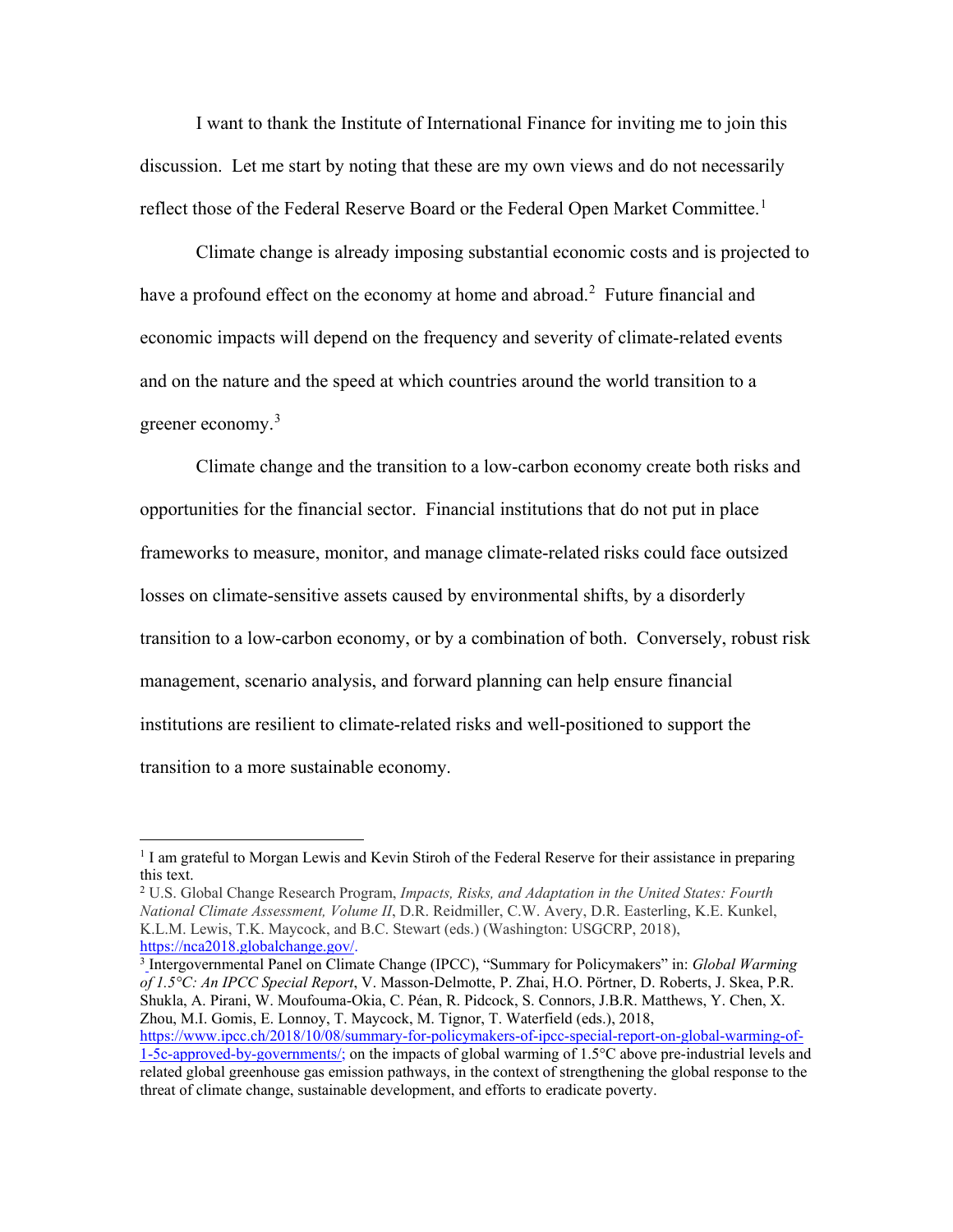I want to thank the Institute of International Finance for inviting me to join this discussion. Let me start by noting that these are my own views and do not necessarily reflect those of the Federal Reserve Board or the Federal Open Market Committee.[1]

Climate change is already imposing substantial economic costs and is projected to have a profound effect on the economy at home and abroad.[2] Future financial and economic impacts will depend on the frequency and severity of climate-related events and on the nature and the speed at which countries around the world transition to a greener economy.[3]

Climate change and the transition to a low-carbon economy create both risks and opportunities for the financial sector. Financial institutions that do not put in place frameworks to measure, monitor, and manage climate-related risks could face outsized losses on climate-sensitive assets caused by environmental shifts, by a disorderly transition to a low-carbon economy, or by a combination of both. Conversely, robust risk management, scenario analysis, and forward planning can help ensure financial institutions are resilient to climate-related risks and well-positioned to support the transition to a more sustainable economy.

---

[1] I am grateful to Morgan Lewis and Kevin Stiroh of the Federal Reserve for their assistance in preparing this text.

[2] U.S. Global Change Research Program, *Impacts, Risks, and Adaptation in the United States: Fourth National Climate Assessment, Volume II*, D.R. Reidmiller, C.W. Avery, D.R. Easterling, K.E. Kunkel, K.L.M. Lewis, T.K. Maycock, and B.C. Stewart (eds.) (Washington: USGCRP, 2018), https://nca2018.globalchange.gov/.

[3] Intergovernmental Panel on Climate Change (IPCC), "Summary for Policymakers" in: *Global Warming of 1.5°C: An IPCC Special Report*, V. Masson-Delmotte, P. Zhai, H.O. Pörtner, D. Roberts, J. Skea, P.R. Shukla, A. Pirani, W. Moufouma-Okia, C. Péan, R. Pidcock, S. Connors, J.B.R. Matthews, Y. Chen, X. Zhou, M.I. Gomis, E. Lonnoy, T. Maycock, M. Tignor, T. Waterfield (eds.), 2018, https://www.ipcc.ch/2018/10/08/summary-for-policymakers-of-ipcc-special-report-on-global-warming-of-1-5c-approved-by-governments/; on the impacts of global warming of 1.5°C above pre-industrial levels and related global greenhouse gas emission pathways, in the context of strengthening the global response to the threat of climate change, sustainable development, and efforts to eradicate poverty.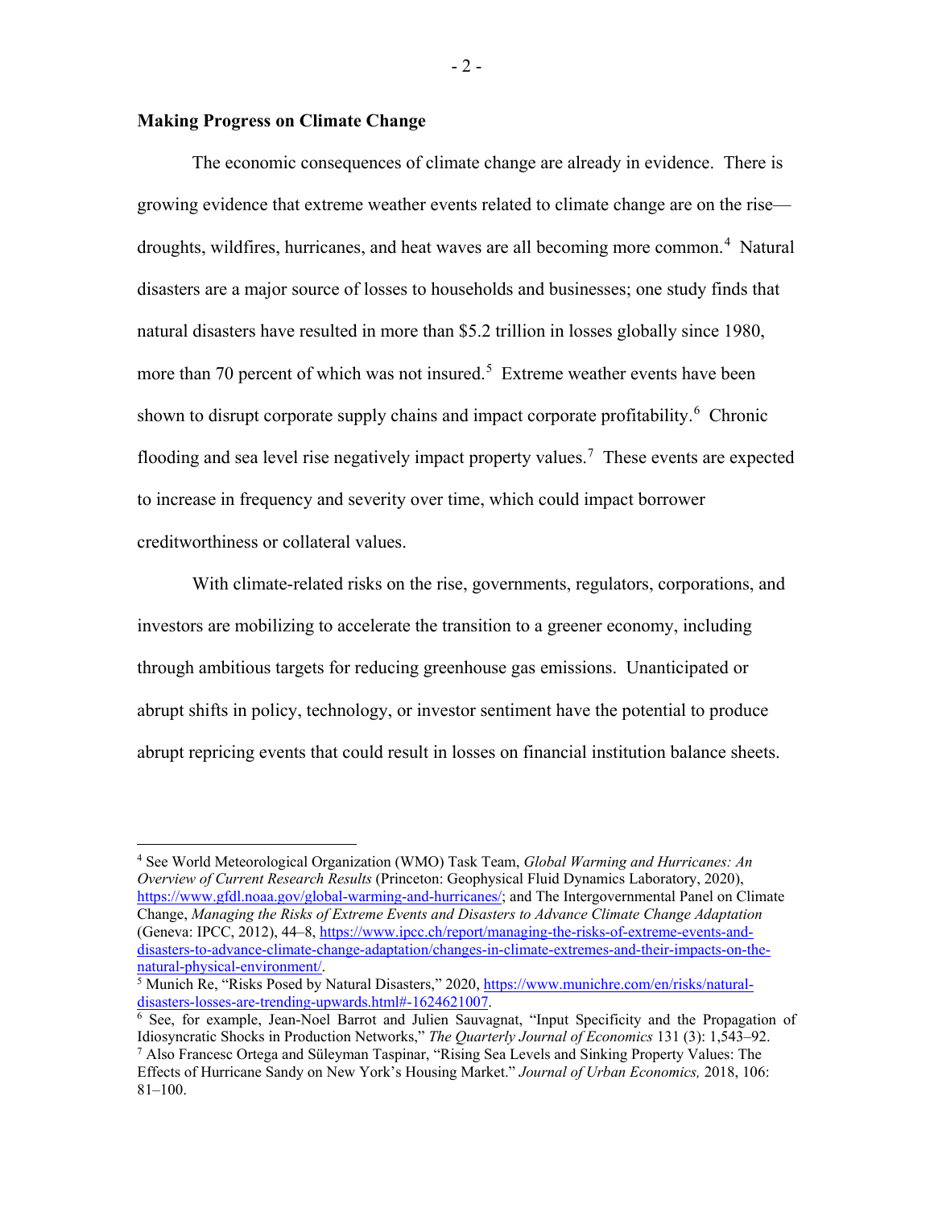**Making Progress on Climate Change**

The economic consequences of climate change are already in evidence. There is growing evidence that extreme weather events related to climate change are on the rise—droughts, wildfires, hurricanes, and heat waves are all becoming more common.[4] Natural disasters are a major source of losses to households and businesses; one study finds that natural disasters have resulted in more than $5.2 trillion in losses globally since 1980, more than 70 percent of which was not insured.[5] Extreme weather events have been shown to disrupt corporate supply chains and impact corporate profitability.[6] Chronic flooding and sea level rise negatively impact property values.[7] These events are expected to increase in frequency and severity over time, which could impact borrower creditworthiness or collateral values.

With climate-related risks on the rise, governments, regulators, corporations, and investors are mobilizing to accelerate the transition to a greener economy, including through ambitious targets for reducing greenhouse gas emissions. Unanticipated or abrupt shifts in policy, technology, or investor sentiment have the potential to produce abrupt repricing events that could result in losses on financial institution balance sheets.

---

[4] See World Meteorological Organization (WMO) Task Team, *Global Warming and Hurricanes: An Overview of Current Research Results* (Princeton: Geophysical Fluid Dynamics Laboratory, 2020), https://www.gfdl.noaa.gov/global-warming-and-hurricanes/; and The Intergovernmental Panel on Climate Change, *Managing the Risks of Extreme Events and Disasters to Advance Climate Change Adaptation* (Geneva: IPCC, 2012), 44–8, https://www.ipcc.ch/report/managing-the-risks-of-extreme-events-and-disasters-to-advance-climate-change-adaptation/changes-in-climate-extremes-and-their-impacts-on-the-natural-physical-environment/.

[5] Munich Re, "Risks Posed by Natural Disasters," 2020, https://www.munichre.com/en/risks/natural-disasters-losses-are-trending-upwards.html#-1624621007.

[6] See, for example, Jean-Noel Barrot and Julien Sauvagnat, "Input Specificity and the Propagation of Idiosyncratic Shocks in Production Networks," *The Quarterly Journal of Economics* 131 (3): 1,543–92.

[7] Also Francesc Ortega and Süleyman Taspinar, "Rising Sea Levels and Sinking Property Values: The Effects of Hurricane Sandy on New York's Housing Market." *Journal of Urban Economics,* 2018, 106: 81–100.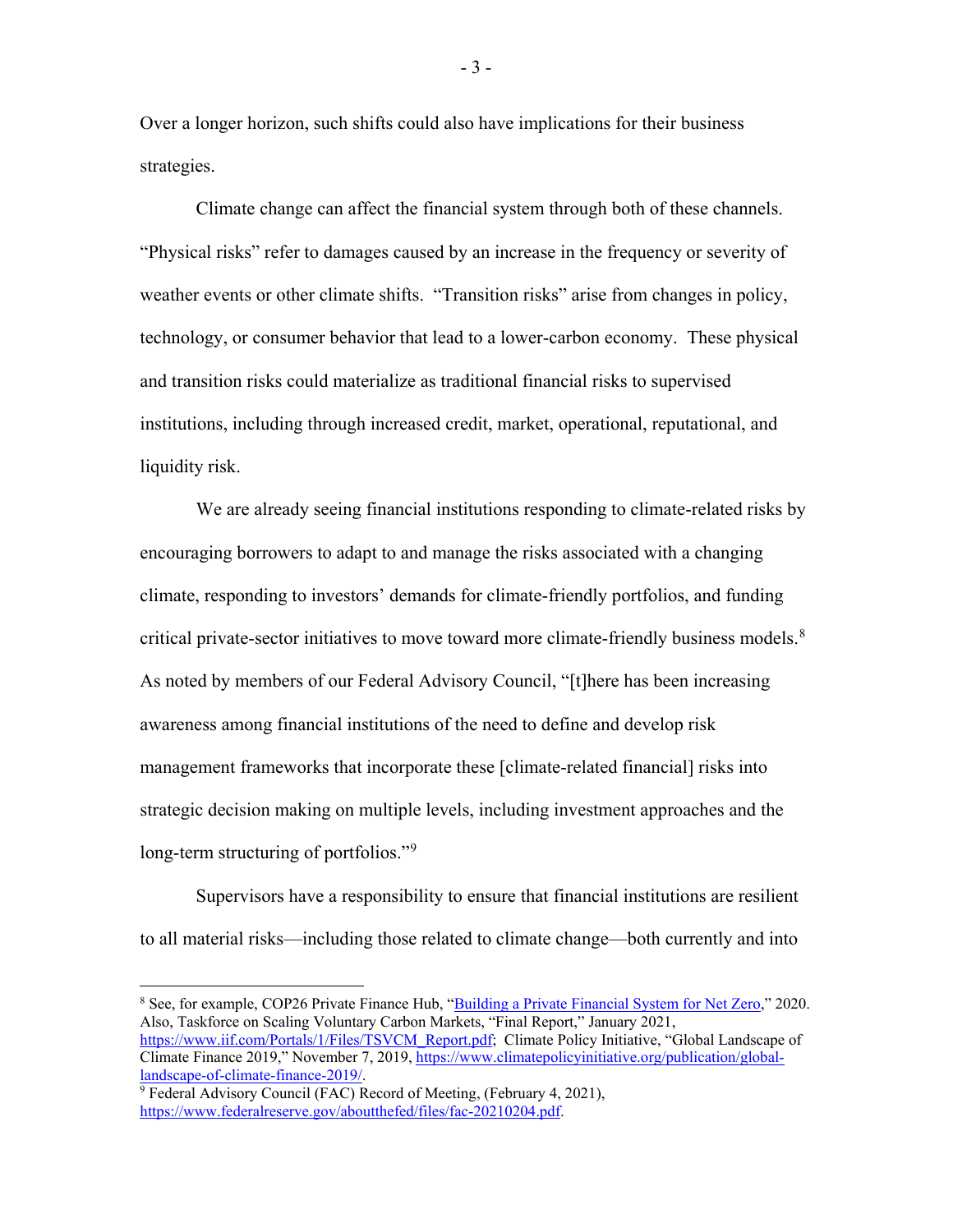Over a longer horizon, such shifts could also have implications for their business strategies.

Climate change can affect the financial system through both of these channels. "Physical risks" refer to damages caused by an increase in the frequency or severity of weather events or other climate shifts. "Transition risks" arise from changes in policy, technology, or consumer behavior that lead to a lower-carbon economy. These physical and transition risks could materialize as traditional financial risks to supervised institutions, including through increased credit, market, operational, reputational, and liquidity risk.

We are already seeing financial institutions responding to climate-related risks by encouraging borrowers to adapt to and manage the risks associated with a changing climate, responding to investors' demands for climate-friendly portfolios, and funding critical private-sector initiatives to move toward more climate-friendly business models.[8] As noted by members of our Federal Advisory Council, "[t]here has been increasing awareness among financial institutions of the need to define and develop risk management frameworks that incorporate these [climate-related financial] risks into strategic decision making on multiple levels, including investment approaches and the long-term structuring of portfolios."[9]

Supervisors have a responsibility to ensure that financial institutions are resilient to all material risks—including those related to climate change—both currently and into

---

[8] See, for example, COP26 Private Finance Hub, "Building a Private Financial System for Net Zero," 2020. Also, Taskforce on Scaling Voluntary Carbon Markets, "Final Report," January 2021, https://www.iif.com/Portals/1/Files/TSVCM_Report.pdf; Climate Policy Initiative, "Global Landscape of Climate Finance 2019," November 7, 2019, https://www.climatepolicyinitiative.org/publication/global-landscape-of-climate-finance-2019/.

[9] Federal Advisory Council (FAC) Record of Meeting, (February 4, 2021), https://www.federalreserve.gov/aboutthefed/files/fac-20210204.pdf.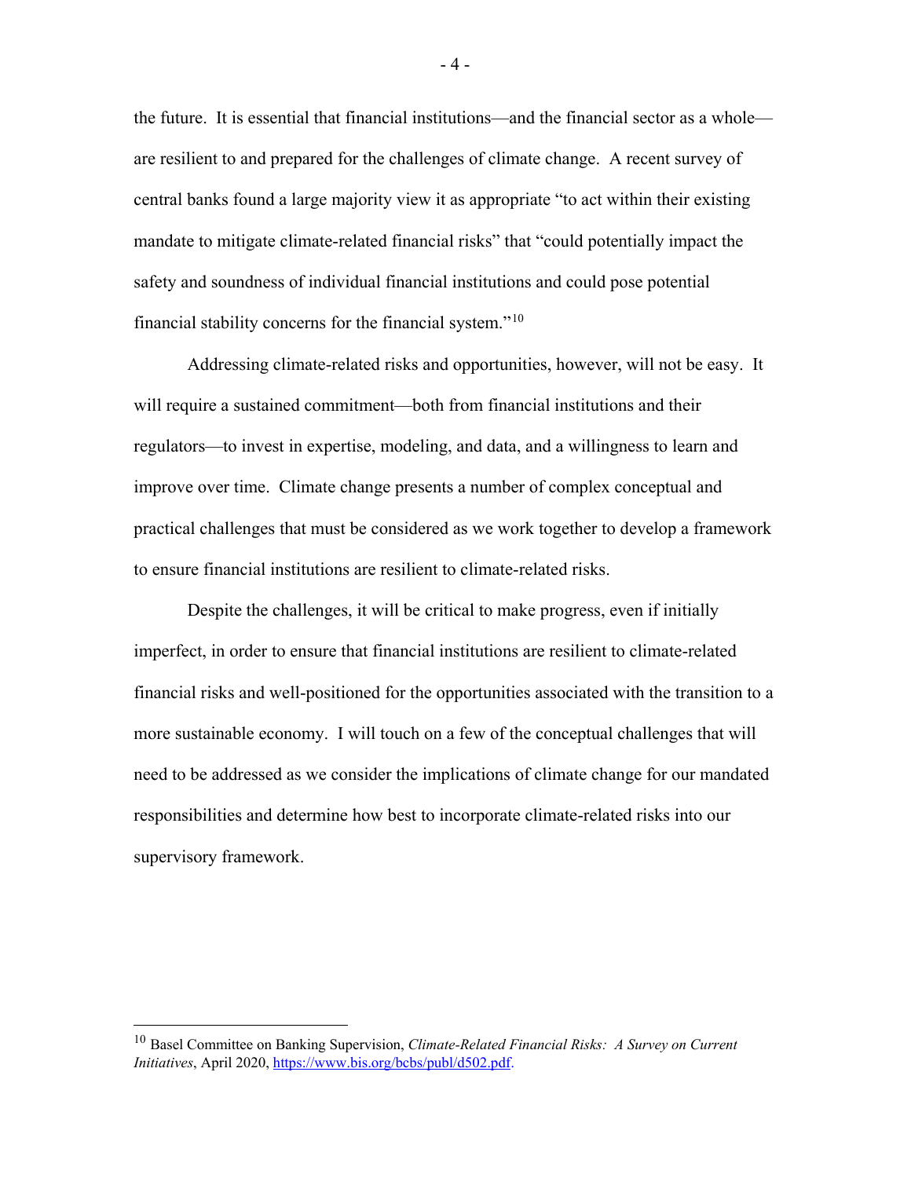the future. It is essential that financial institutions—and the financial sector as a whole—are resilient to and prepared for the challenges of climate change. A recent survey of central banks found a large majority view it as appropriate "to act within their existing mandate to mitigate climate-related financial risks" that "could potentially impact the safety and soundness of individual financial institutions and could pose potential financial stability concerns for the financial system."[10]

Addressing climate-related risks and opportunities, however, will not be easy. It will require a sustained commitment—both from financial institutions and their regulators—to invest in expertise, modeling, and data, and a willingness to learn and improve over time. Climate change presents a number of complex conceptual and practical challenges that must be considered as we work together to develop a framework to ensure financial institutions are resilient to climate-related risks.

Despite the challenges, it will be critical to make progress, even if initially imperfect, in order to ensure that financial institutions are resilient to climate-related financial risks and well-positioned for the opportunities associated with the transition to a more sustainable economy. I will touch on a few of the conceptual challenges that will need to be addressed as we consider the implications of climate change for our mandated responsibilities and determine how best to incorporate climate-related risks into our supervisory framework.

---

[10] Basel Committee on Banking Supervision, *Climate-Related Financial Risks: A Survey on Current Initiatives*, April 2020, https://www.bis.org/bcbs/publ/d502.pdf.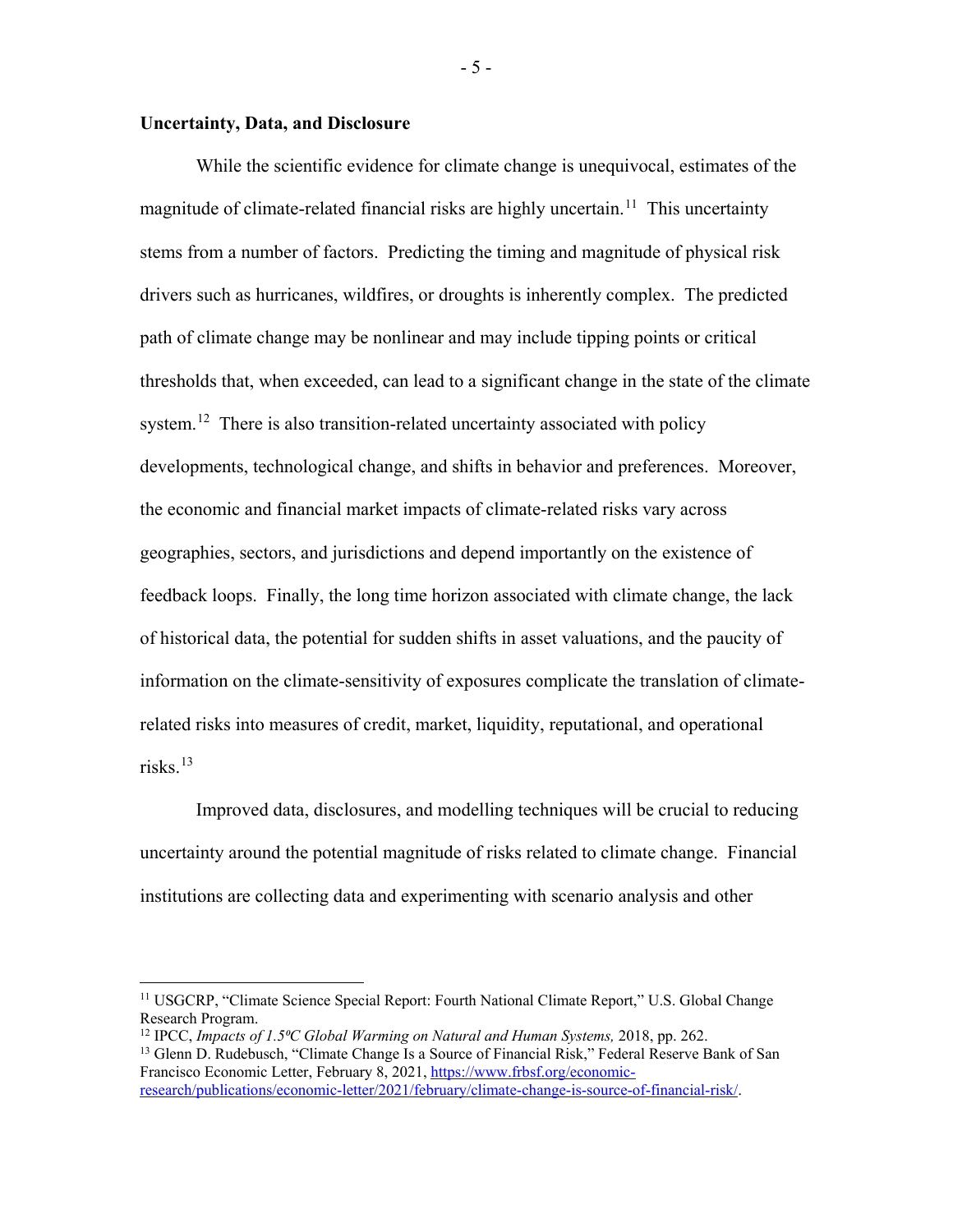**Uncertainty, Data, and Disclosure**

While the scientific evidence for climate change is unequivocal, estimates of the magnitude of climate-related financial risks are highly uncertain.[11] This uncertainty stems from a number of factors. Predicting the timing and magnitude of physical risk drivers such as hurricanes, wildfires, or droughts is inherently complex. The predicted path of climate change may be nonlinear and may include tipping points or critical thresholds that, when exceeded, can lead to a significant change in the state of the climate system.[12] There is also transition-related uncertainty associated with policy developments, technological change, and shifts in behavior and preferences. Moreover, the economic and financial market impacts of climate-related risks vary across geographies, sectors, and jurisdictions and depend importantly on the existence of feedback loops. Finally, the long time horizon associated with climate change, the lack of historical data, the potential for sudden shifts in asset valuations, and the paucity of information on the climate-sensitivity of exposures complicate the translation of climate-related risks into measures of credit, market, liquidity, reputational, and operational risks.[13]

Improved data, disclosures, and modelling techniques will be crucial to reducing uncertainty around the potential magnitude of risks related to climate change. Financial institutions are collecting data and experimenting with scenario analysis and other

---

[11] USGCRP, "Climate Science Special Report: Fourth National Climate Report," U.S. Global Change Research Program.

[12] IPCC, *Impacts of 1.5ºC Global Warming on Natural and Human Systems,* 2018, pp. 262.

[13] Glenn D. Rudebusch, "Climate Change Is a Source of Financial Risk," Federal Reserve Bank of San Francisco Economic Letter, February 8, 2021, https://www.frbsf.org/economic-research/publications/economic-letter/2021/february/climate-change-is-source-of-financial-risk/.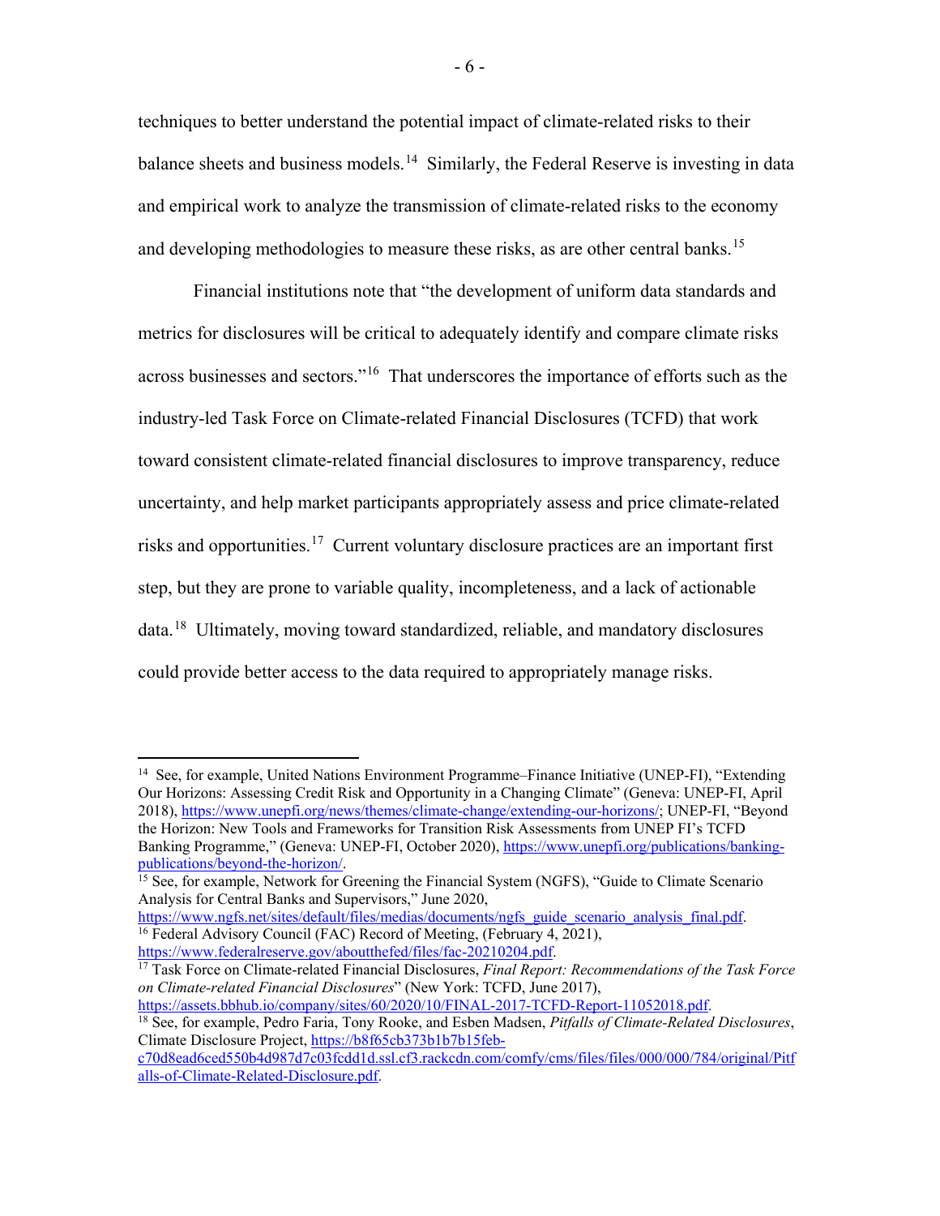techniques to better understand the potential impact of climate-related risks to their balance sheets and business models.[14] Similarly, the Federal Reserve is investing in data and empirical work to analyze the transmission of climate-related risks to the economy and developing methodologies to measure these risks, as are other central banks.[15]

Financial institutions note that "the development of uniform data standards and metrics for disclosures will be critical to adequately identify and compare climate risks across businesses and sectors."[16] That underscores the importance of efforts such as the industry-led Task Force on Climate-related Financial Disclosures (TCFD) that work toward consistent climate-related financial disclosures to improve transparency, reduce uncertainty, and help market participants appropriately assess and price climate-related risks and opportunities.[17] Current voluntary disclosure practices are an important first step, but they are prone to variable quality, incompleteness, and a lack of actionable data.[18] Ultimately, moving toward standardized, reliable, and mandatory disclosures could provide better access to the data required to appropriately manage risks.

---

[14] See, for example, United Nations Environment Programme–Finance Initiative (UNEP-FI), "Extending Our Horizons: Assessing Credit Risk and Opportunity in a Changing Climate" (Geneva: UNEP-FI, April 2018), https://www.unepfi.org/news/themes/climate-change/extending-our-horizons/; UNEP-FI, "Beyond the Horizon: New Tools and Frameworks for Transition Risk Assessments from UNEP FI's TCFD Banking Programme," (Geneva: UNEP-FI, October 2020), https://www.unepfi.org/publications/banking-publications/beyond-the-horizon/.

[15] See, for example, Network for Greening the Financial System (NGFS), "Guide to Climate Scenario Analysis for Central Banks and Supervisors," June 2020, https://www.ngfs.net/sites/default/files/medias/documents/ngfs_guide_scenario_analysis_final.pdf.

[16] Federal Advisory Council (FAC) Record of Meeting, (February 4, 2021), https://www.federalreserve.gov/aboutthefed/files/fac-20210204.pdf.

[17] Task Force on Climate-related Financial Disclosures, *Final Report: Recommendations of the Task Force on Climate-related Financial Disclosures*" (New York: TCFD, June 2017), https://assets.bbhub.io/company/sites/60/2020/10/FINAL-2017-TCFD-Report-11052018.pdf.

[18] See, for example, Pedro Faria, Tony Rooke, and Esben Madsen, *Pitfalls of Climate-Related Disclosures*, Climate Disclosure Project, https://b8f65cb373b1b7b15feb-c70d8ead6ced550b4d987d7c03fcdd1d.ssl.cf3.rackcdn.com/comfy/cms/files/files/000/000/784/original/Pitfalls-of-Climate-Related-Disclosure.pdf.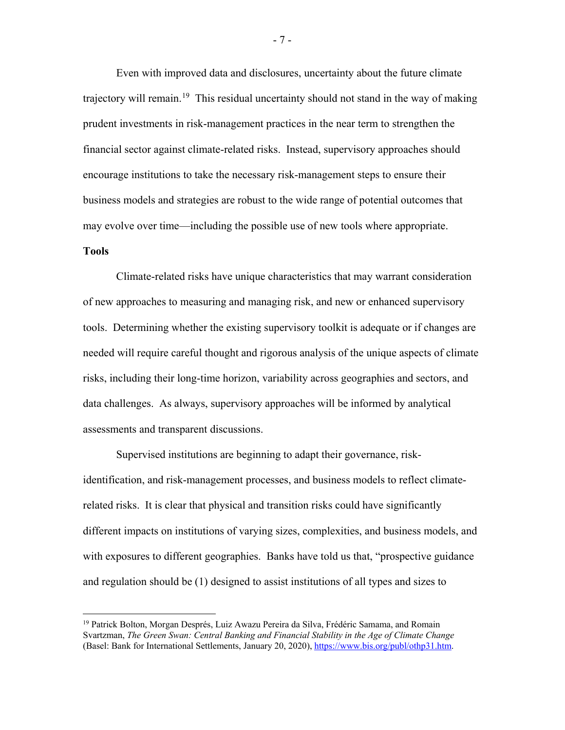Even with improved data and disclosures, uncertainty about the future climate trajectory will remain.[19] This residual uncertainty should not stand in the way of making prudent investments in risk-management practices in the near term to strengthen the financial sector against climate-related risks. Instead, supervisory approaches should encourage institutions to take the necessary risk-management steps to ensure their business models and strategies are robust to the wide range of potential outcomes that may evolve over time—including the possible use of new tools where appropriate.

**Tools**

Climate-related risks have unique characteristics that may warrant consideration of new approaches to measuring and managing risk, and new or enhanced supervisory tools. Determining whether the existing supervisory toolkit is adequate or if changes are needed will require careful thought and rigorous analysis of the unique aspects of climate risks, including their long-time horizon, variability across geographies and sectors, and data challenges. As always, supervisory approaches will be informed by analytical assessments and transparent discussions.

Supervised institutions are beginning to adapt their governance, risk-identification, and risk-management processes, and business models to reflect climate-related risks. It is clear that physical and transition risks could have significantly different impacts on institutions of varying sizes, complexities, and business models, and with exposures to different geographies. Banks have told us that, "prospective guidance and regulation should be (1) designed to assist institutions of all types and sizes to

---

[19] Patrick Bolton, Morgan Després, Luiz Awazu Pereira da Silva, Frédéric Samama, and Romain Svartzman, *The Green Swan: Central Banking and Financial Stability in the Age of Climate Change* (Basel: Bank for International Settlements, January 20, 2020), https://www.bis.org/publ/othp31.htm.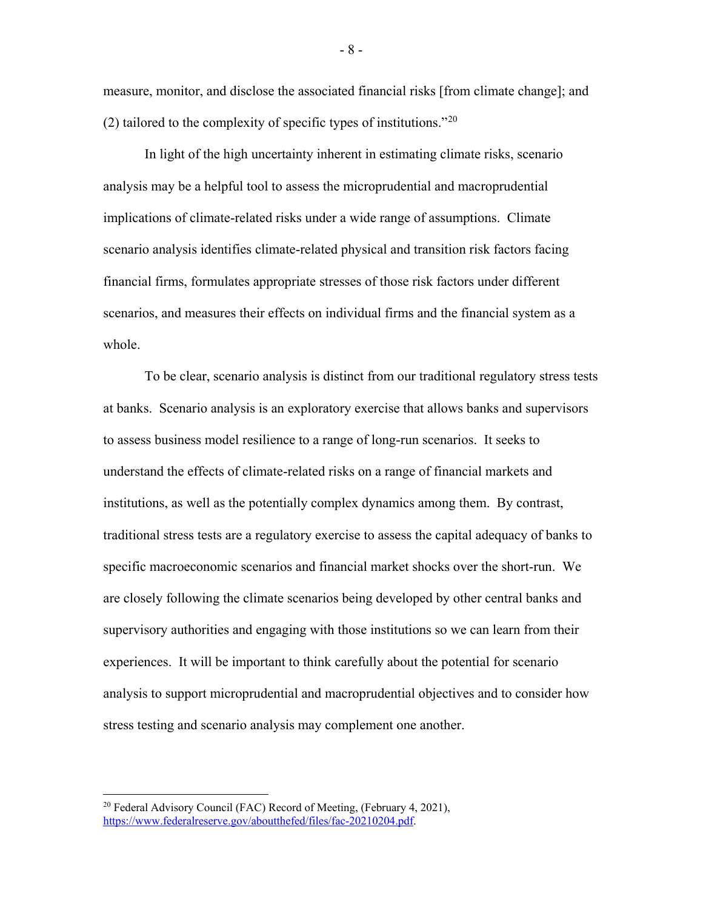measure, monitor, and disclose the associated financial risks [from climate change]; and (2) tailored to the complexity of specific types of institutions."[20]

In light of the high uncertainty inherent in estimating climate risks, scenario analysis may be a helpful tool to assess the microprudential and macroprudential implications of climate-related risks under a wide range of assumptions. Climate scenario analysis identifies climate-related physical and transition risk factors facing financial firms, formulates appropriate stresses of those risk factors under different scenarios, and measures their effects on individual firms and the financial system as a whole.

To be clear, scenario analysis is distinct from our traditional regulatory stress tests at banks. Scenario analysis is an exploratory exercise that allows banks and supervisors to assess business model resilience to a range of long-run scenarios. It seeks to understand the effects of climate-related risks on a range of financial markets and institutions, as well as the potentially complex dynamics among them. By contrast, traditional stress tests are a regulatory exercise to assess the capital adequacy of banks to specific macroeconomic scenarios and financial market shocks over the short-run. We are closely following the climate scenarios being developed by other central banks and supervisory authorities and engaging with those institutions so we can learn from their experiences. It will be important to think carefully about the potential for scenario analysis to support microprudential and macroprudential objectives and to consider how stress testing and scenario analysis may complement one another.

---

[20] Federal Advisory Council (FAC) Record of Meeting, (February 4, 2021), https://www.federalreserve.gov/aboutthefed/files/fac-20210204.pdf.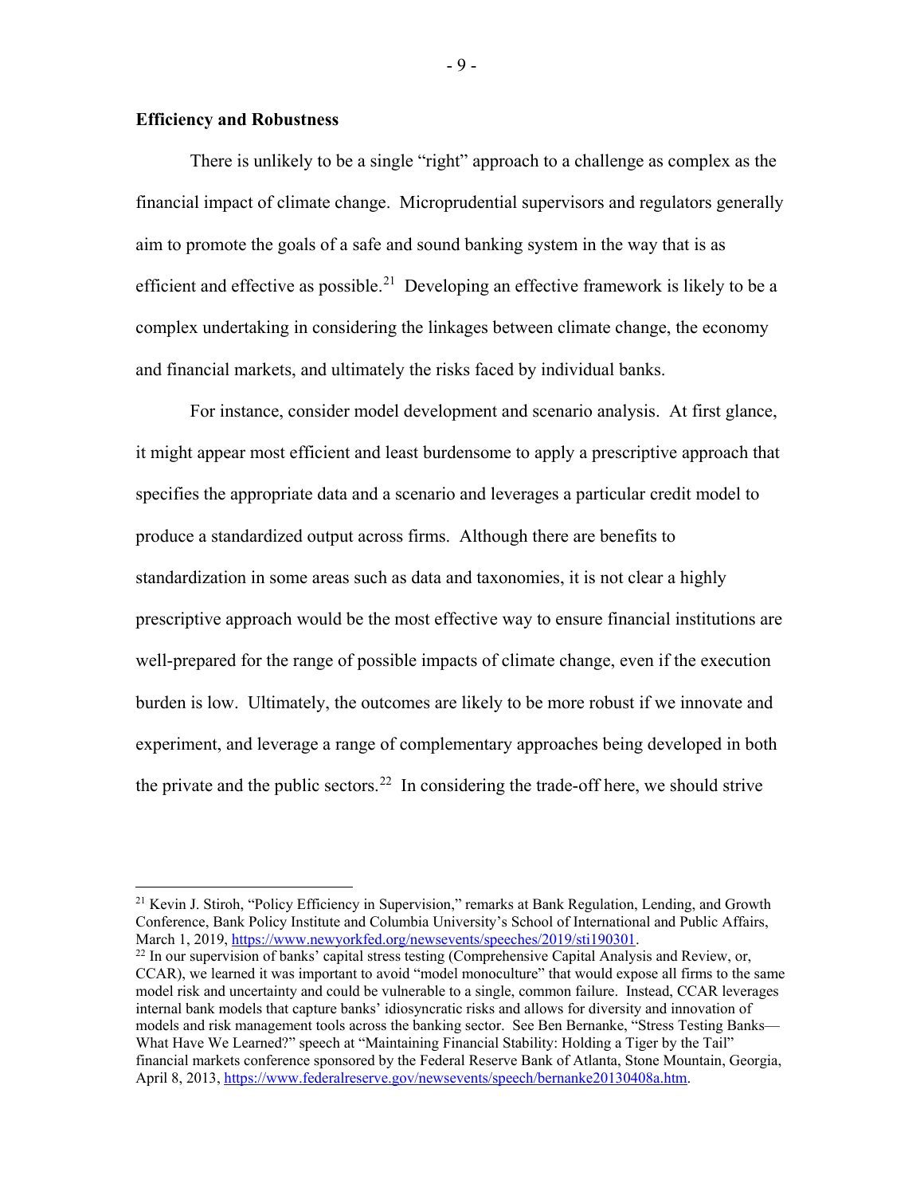## Efficiency and Robustness

There is unlikely to be a single "right" approach to a challenge as complex as the financial impact of climate change. Microprudential supervisors and regulators generally aim to promote the goals of a safe and sound banking system in the way that is as efficient and effective as possible.[21] Developing an effective framework is likely to be a complex undertaking in considering the linkages between climate change, the economy and financial markets, and ultimately the risks faced by individual banks.

For instance, consider model development and scenario analysis. At first glance, it might appear most efficient and least burdensome to apply a prescriptive approach that specifies the appropriate data and a scenario and leverages a particular credit model to produce a standardized output across firms. Although there are benefits to standardization in some areas such as data and taxonomies, it is not clear a highly prescriptive approach would be the most effective way to ensure financial institutions are well-prepared for the range of possible impacts of climate change, even if the execution burden is low. Ultimately, the outcomes are likely to be more robust if we innovate and experiment, and leverage a range of complementary approaches being developed in both the private and the public sectors.[22] In considering the trade-off here, we should strive

---

[21] Kevin J. Stiroh, "Policy Efficiency in Supervision," remarks at Bank Regulation, Lending, and Growth Conference, Bank Policy Institute and Columbia University's School of International and Public Affairs, March 1, 2019, https://www.newyorkfed.org/newsevents/speeches/2019/sti190301.

[22] In our supervision of banks' capital stress testing (Comprehensive Capital Analysis and Review, or, CCAR), we learned it was important to avoid "model monoculture" that would expose all firms to the same model risk and uncertainty and could be vulnerable to a single, common failure. Instead, CCAR leverages internal bank models that capture banks' idiosyncratic risks and allows for diversity and innovation of models and risk management tools across the banking sector. See Ben Bernanke, "Stress Testing Banks—What Have We Learned?" speech at "Maintaining Financial Stability: Holding a Tiger by the Tail" financial markets conference sponsored by the Federal Reserve Bank of Atlanta, Stone Mountain, Georgia, April 8, 2013, https://www.federalreserve.gov/newsevents/speech/bernanke20130408a.htm.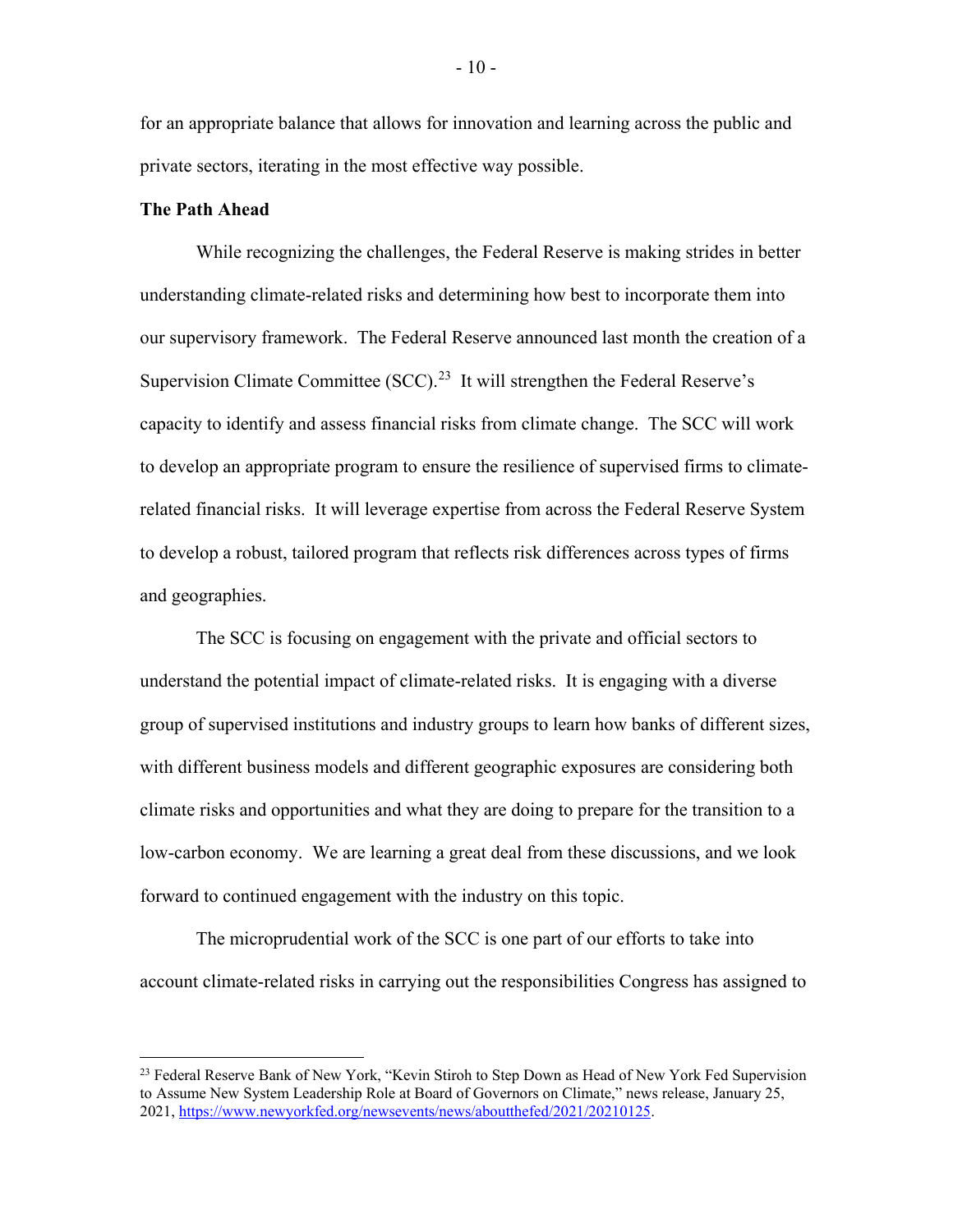for an appropriate balance that allows for innovation and learning across the public and private sectors, iterating in the most effective way possible.

**The Path Ahead**

While recognizing the challenges, the Federal Reserve is making strides in better understanding climate-related risks and determining how best to incorporate them into our supervisory framework. The Federal Reserve announced last month the creation of a Supervision Climate Committee (SCC).[23] It will strengthen the Federal Reserve's capacity to identify and assess financial risks from climate change. The SCC will work to develop an appropriate program to ensure the resilience of supervised firms to climate-related financial risks. It will leverage expertise from across the Federal Reserve System to develop a robust, tailored program that reflects risk differences across types of firms and geographies.

The SCC is focusing on engagement with the private and official sectors to understand the potential impact of climate-related risks. It is engaging with a diverse group of supervised institutions and industry groups to learn how banks of different sizes, with different business models and different geographic exposures are considering both climate risks and opportunities and what they are doing to prepare for the transition to a low-carbon economy. We are learning a great deal from these discussions, and we look forward to continued engagement with the industry on this topic.

The microprudential work of the SCC is one part of our efforts to take into account climate-related risks in carrying out the responsibilities Congress has assigned to

---

[23] Federal Reserve Bank of New York, "Kevin Stiroh to Step Down as Head of New York Fed Supervision to Assume New System Leadership Role at Board of Governors on Climate," news release, January 25, 2021, https://www.newyorkfed.org/newsevents/news/aboutthefed/2021/20210125.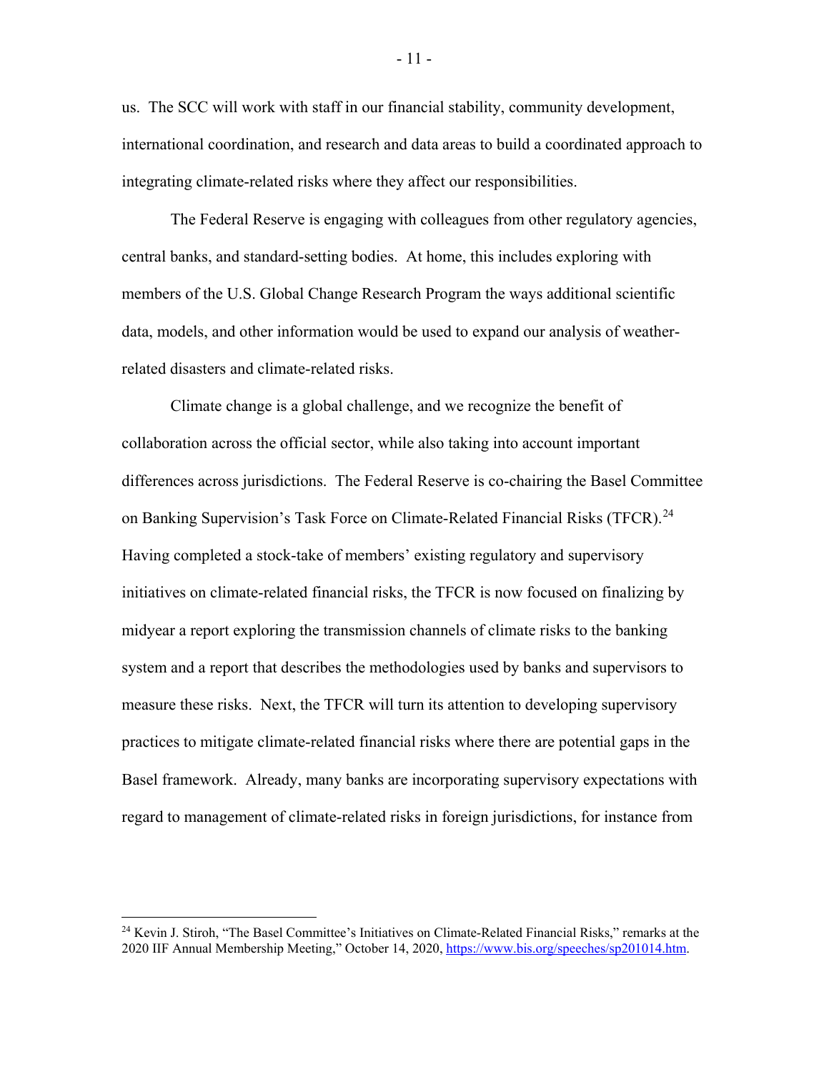us. The SCC will work with staff in our financial stability, community development, international coordination, and research and data areas to build a coordinated approach to integrating climate-related risks where they affect our responsibilities.

The Federal Reserve is engaging with colleagues from other regulatory agencies, central banks, and standard-setting bodies. At home, this includes exploring with members of the U.S. Global Change Research Program the ways additional scientific data, models, and other information would be used to expand our analysis of weather-related disasters and climate-related risks.

Climate change is a global challenge, and we recognize the benefit of collaboration across the official sector, while also taking into account important differences across jurisdictions. The Federal Reserve is co-chairing the Basel Committee on Banking Supervision's Task Force on Climate-Related Financial Risks (TFCR).[24] Having completed a stock-take of members' existing regulatory and supervisory initiatives on climate-related financial risks, the TFCR is now focused on finalizing by midyear a report exploring the transmission channels of climate risks to the banking system and a report that describes the methodologies used by banks and supervisors to measure these risks. Next, the TFCR will turn its attention to developing supervisory practices to mitigate climate-related financial risks where there are potential gaps in the Basel framework. Already, many banks are incorporating supervisory expectations with regard to management of climate-related risks in foreign jurisdictions, for instance from

---

[24] Kevin J. Stiroh, "The Basel Committee's Initiatives on Climate-Related Financial Risks," remarks at the 2020 IIF Annual Membership Meeting," October 14, 2020, https://www.bis.org/speeches/sp201014.htm.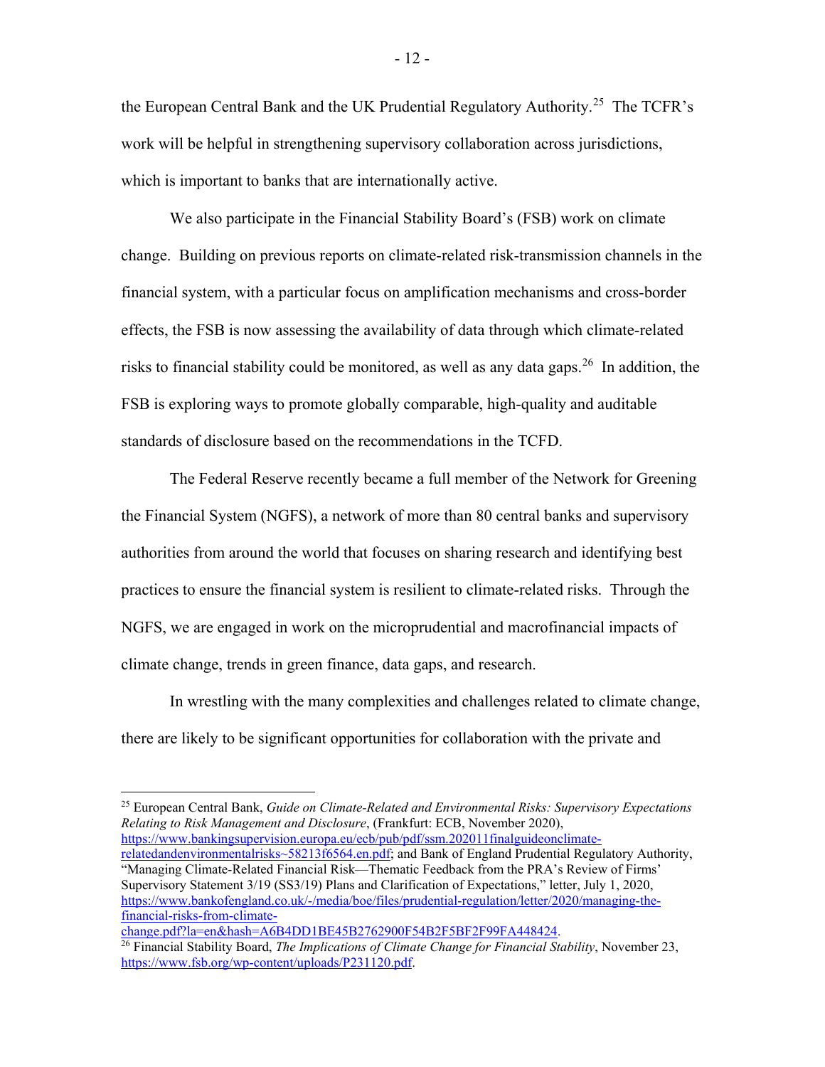the European Central Bank and the UK Prudential Regulatory Authority.[25] The TCFR's work will be helpful in strengthening supervisory collaboration across jurisdictions, which is important to banks that are internationally active.

We also participate in the Financial Stability Board's (FSB) work on climate change. Building on previous reports on climate-related risk-transmission channels in the financial system, with a particular focus on amplification mechanisms and cross-border effects, the FSB is now assessing the availability of data through which climate-related risks to financial stability could be monitored, as well as any data gaps.[26] In addition, the FSB is exploring ways to promote globally comparable, high-quality and auditable standards of disclosure based on the recommendations in the TCFD.

The Federal Reserve recently became a full member of the Network for Greening the Financial System (NGFS), a network of more than 80 central banks and supervisory authorities from around the world that focuses on sharing research and identifying best practices to ensure the financial system is resilient to climate-related risks. Through the NGFS, we are engaged in work on the microprudential and macrofinancial impacts of climate change, trends in green finance, data gaps, and research.

In wrestling with the many complexities and challenges related to climate change, there are likely to be significant opportunities for collaboration with the private and

---

[25] European Central Bank, *Guide on Climate-Related and Environmental Risks: Supervisory Expectations Relating to Risk Management and Disclosure*, (Frankfurt: ECB, November 2020), https://www.bankingsupervision.europa.eu/ecb/pub/pdf/ssm.202011finalguideonclimate-relatedandenvironmentalrisks~58213f6564.en.pdf; and Bank of England Prudential Regulatory Authority, "Managing Climate-Related Financial Risk—Thematic Feedback from the PRA's Review of Firms' Supervisory Statement 3/19 (SS3/19) Plans and Clarification of Expectations," letter, July 1, 2020, https://www.bankofengland.co.uk/-/media/boe/files/prudential-regulation/letter/2020/managing-the-financial-risks-from-climate-change.pdf?la=en&hash=A6B4DD1BE45B2762900F54B2F5BF2F99FA448424.

[26] Financial Stability Board, *The Implications of Climate Change for Financial Stability*, November 23, https://www.fsb.org/wp-content/uploads/P231120.pdf.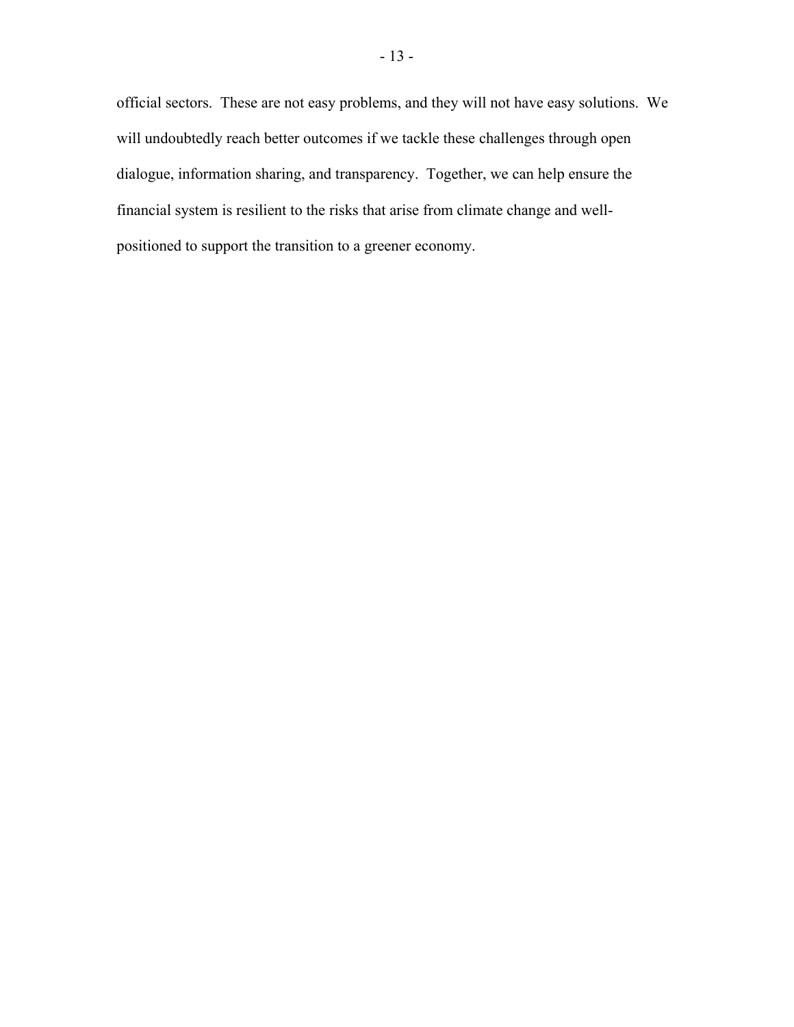official sectors. These are not easy problems, and they will not have easy solutions. We will undoubtedly reach better outcomes if we tackle these challenges through open dialogue, information sharing, and transparency. Together, we can help ensure the financial system is resilient to the risks that arise from climate change and well-positioned to support the transition to a greener economy.